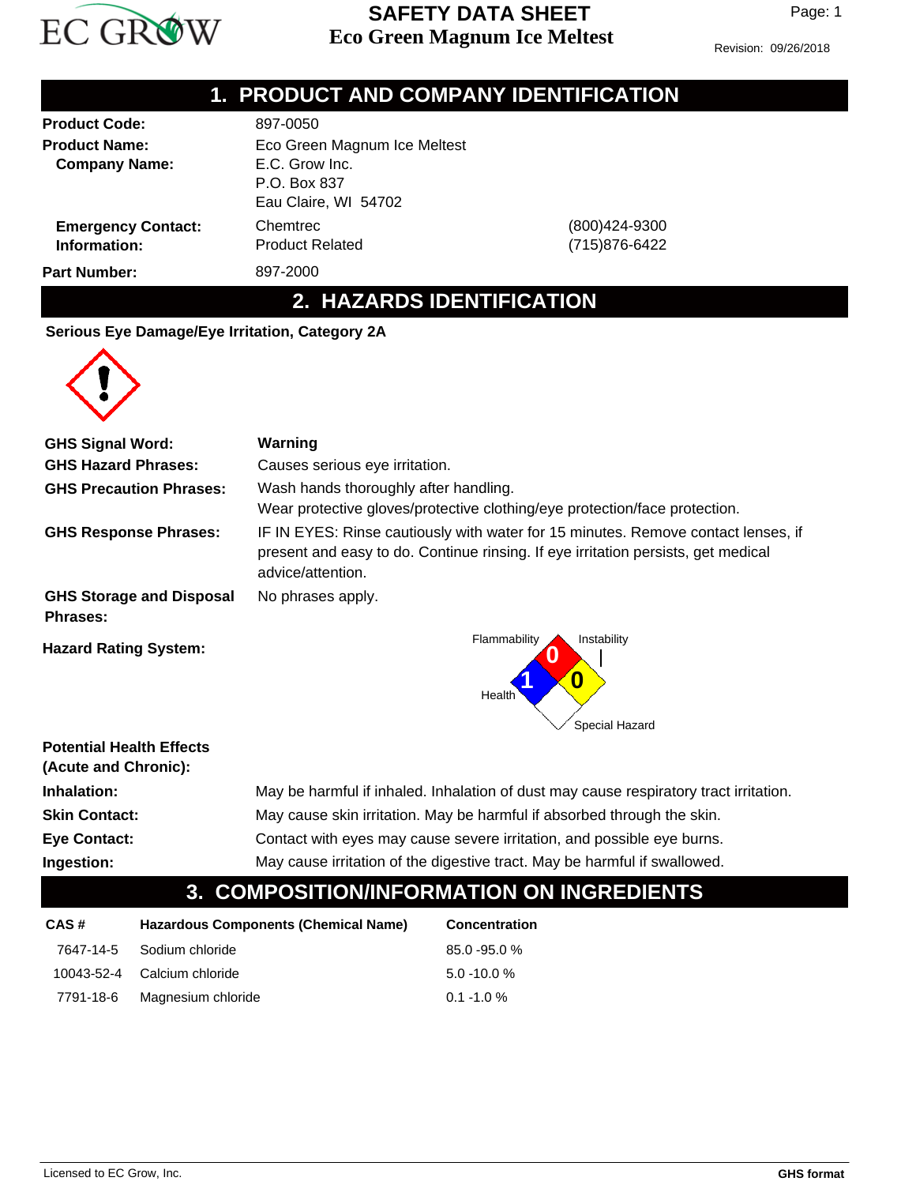# SAFETY DATA SHEET

## Eco Green Magnum Ice Meltest

Revision: 09/26/2018

## 1. PRODUCT AND COMPANY IDENTIFICATION

**Product Code:** 897-0050

**Product Name:** Eco Green Magnum Ice Meltest

**Company Name:** E.C. Grow Inc.
P.O. Box 837
Eau Claire, WI 54702

**Emergency Contact:** Chemtrec (800)424-9300

**Information:** Product Related (715)876-6422

**Part Number:** 897-2000

## 2. HAZARDS IDENTIFICATION

**Serious Eye Damage/Eye Irritation, Category 2A**

**GHS Signal Word:** **Warning**

**GHS Hazard Phrases:** Causes serious eye irritation.

**GHS Precaution Phrases:** Wash hands thoroughly after handling.
Wear protective gloves/protective clothing/eye protection/face protection.

**GHS Response Phrases:** IF IN EYES: Rinse cautiously with water for 15 minutes. Remove contact lenses, if present and easy to do. Continue rinsing. If eye irritation persists, get medical advice/attention.

**GHS Storage and Disposal Phrases:** No phrases apply.

**Hazard Rating System:**

- Flammability: 0
- Health: 1
- Instability: 0
- Special Hazard:

**Potential Health Effects (Acute and Chronic):**

**Inhalation:** May be harmful if inhaled. Inhalation of dust may cause respiratory tract irritation.

**Skin Contact:** May cause skin irritation. May be harmful if absorbed through the skin.

**Eye Contact:** Contact with eyes may cause severe irritation, and possible eye burns.

**Ingestion:** May cause irritation of the digestive tract. May be harmful if swallowed.

## 3. COMPOSITION/INFORMATION ON INGREDIENTS

| CAS # | Hazardous Components (Chemical Name) | Concentration |
|---|---|---|
| 7647-14-5 | Sodium chloride | 85.0 -95.0 % |
| 10043-52-4 | Calcium chloride | 5.0 -10.0 % |
| 7791-18-6 | Magnesium chloride | 0.1 -1.0 % |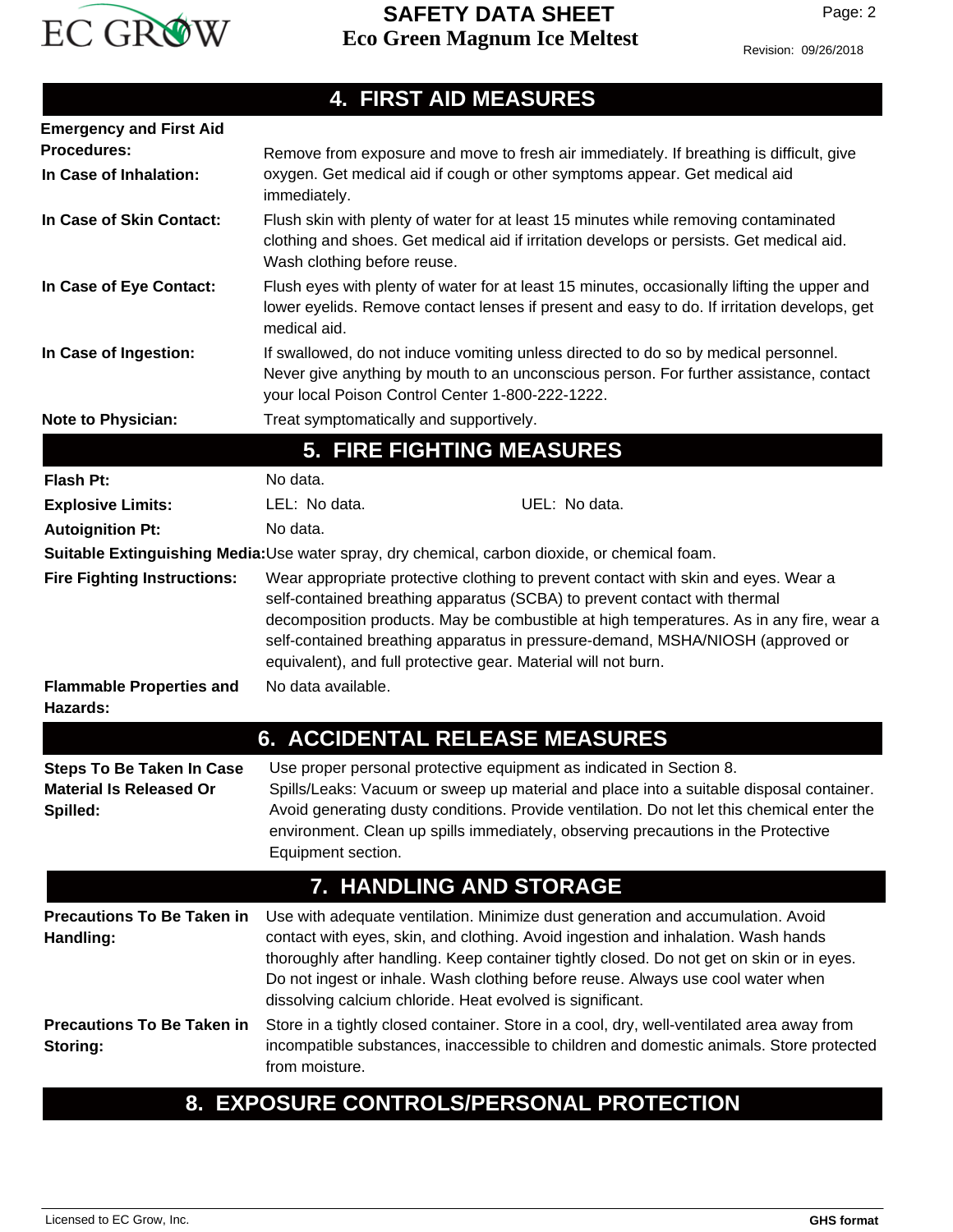## 4. FIRST AID MEASURES

**Emergency and First Aid Procedures:**

**In Case of Inhalation:** Remove from exposure and move to fresh air immediately. If breathing is difficult, give oxygen. Get medical aid if cough or other symptoms appear. Get medical aid immediately.

**In Case of Skin Contact:** Flush skin with plenty of water for at least 15 minutes while removing contaminated clothing and shoes. Get medical aid if irritation develops or persists. Get medical aid. Wash clothing before reuse.

**In Case of Eye Contact:** Flush eyes with plenty of water for at least 15 minutes, occasionally lifting the upper and lower eyelids. Remove contact lenses if present and easy to do. If irritation develops, get medical aid.

**In Case of Ingestion:** If swallowed, do not induce vomiting unless directed to do so by medical personnel. Never give anything by mouth to an unconscious person. For further assistance, contact your local Poison Control Center 1-800-222-1222.

**Note to Physician:** Treat symptomatically and supportively.

## 5. FIRE FIGHTING MEASURES

**Flash Pt:** No data.

**Explosive Limits:** LEL: No data. UEL: No data.

**Autoignition Pt:** No data.

**Suitable Extinguishing Media:** Use water spray, dry chemical, carbon dioxide, or chemical foam.

**Fire Fighting Instructions:** Wear appropriate protective clothing to prevent contact with skin and eyes. Wear a self-contained breathing apparatus (SCBA) to prevent contact with thermal decomposition products. May be combustible at high temperatures. As in any fire, wear a self-contained breathing apparatus in pressure-demand, MSHA/NIOSH (approved or equivalent), and full protective gear. Material will not burn.

**Flammable Properties and Hazards:** No data available.

## 6. ACCIDENTAL RELEASE MEASURES

**Steps To Be Taken In Case Material Is Released Or Spilled:** Use proper personal protective equipment as indicated in Section 8.
Spills/Leaks: Vacuum or sweep up material and place into a suitable disposal container. Avoid generating dusty conditions. Provide ventilation. Do not let this chemical enter the environment. Clean up spills immediately, observing precautions in the Protective Equipment section.

## 7. HANDLING AND STORAGE

**Precautions To Be Taken in Handling:** Use with adequate ventilation. Minimize dust generation and accumulation. Avoid contact with eyes, skin, and clothing. Avoid ingestion and inhalation. Wash hands thoroughly after handling. Keep container tightly closed. Do not get on skin or in eyes. Do not ingest or inhale. Wash clothing before reuse. Always use cool water when dissolving calcium chloride. Heat evolved is significant.

**Precautions To Be Taken in Storing:** Store in a tightly closed container. Store in a cool, dry, well-ventilated area away from incompatible substances, inaccessible to children and domestic animals. Store protected from moisture.

## 8. EXPOSURE CONTROLS/PERSONAL PROTECTION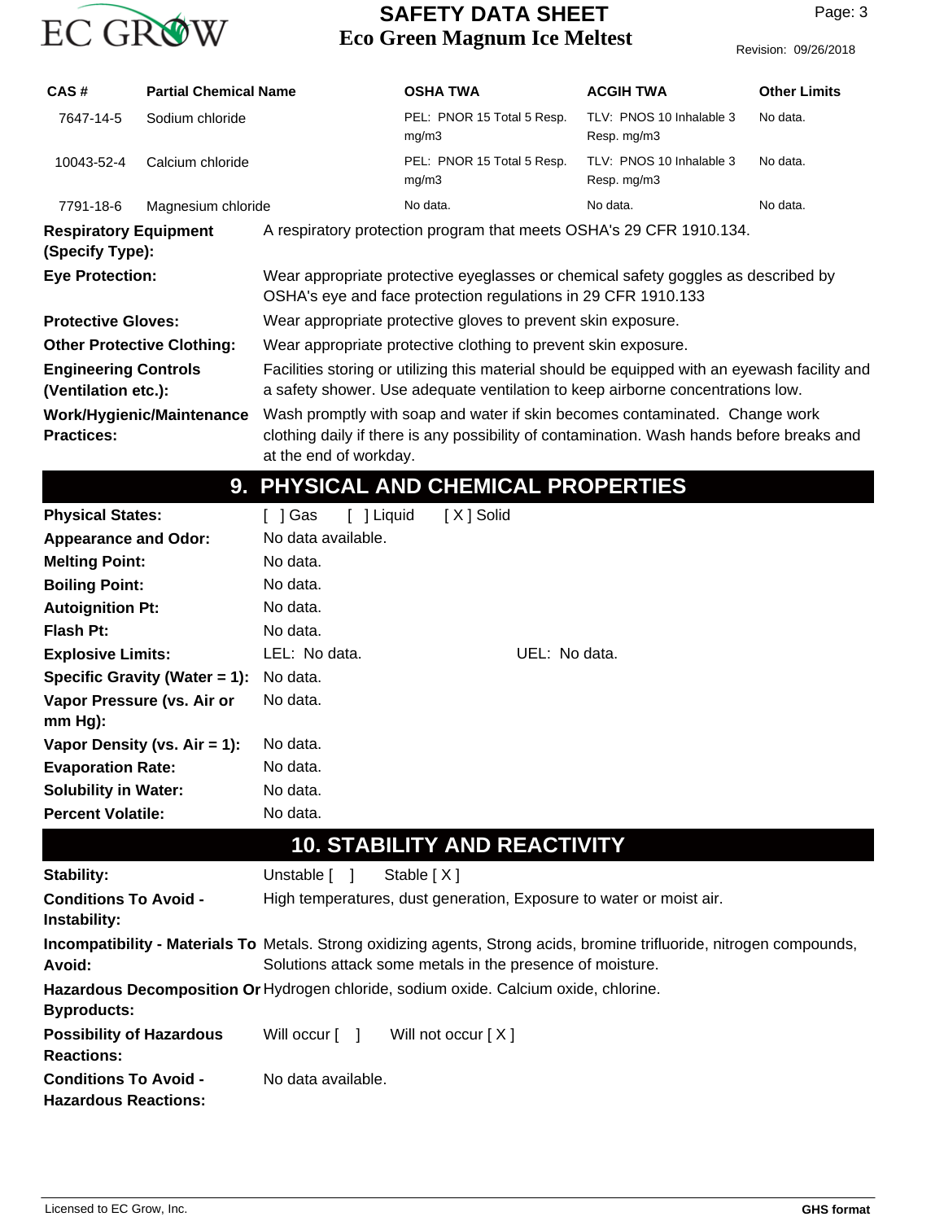| CAS # | Partial Chemical Name | OSHA TWA | ACGIH TWA | Other Limits |
| --- | --- | --- | --- | --- |
| 7647-14-5 | Sodium chloride | PEL: PNOR 15 Total 5 Resp. mg/m3 | TLV: PNOS 10 Inhalable 3 Resp. mg/m3 | No data. |
| 10043-52-4 | Calcium chloride | PEL: PNOR 15 Total 5 Resp. mg/m3 | TLV: PNOS 10 Inhalable 3 Resp. mg/m3 | No data. |
| 7791-18-6 | Magnesium chloride | No data. | No data. | No data. |

**Respiratory Equipment (Specify Type):** A respiratory protection program that meets OSHA's 29 CFR 1910.134.

**Eye Protection:** Wear appropriate protective eyeglasses or chemical safety goggles as described by OSHA's eye and face protection regulations in 29 CFR 1910.133

**Protective Gloves:** Wear appropriate protective gloves to prevent skin exposure.

**Other Protective Clothing:** Wear appropriate protective clothing to prevent skin exposure.

**Engineering Controls (Ventilation etc.):** Facilities storing or utilizing this material should be equipped with an eyewash facility and a safety shower. Use adequate ventilation to keep airborne concentrations low.

**Work/Hygienic/Maintenance Practices:** Wash promptly with soap and water if skin becomes contaminated. Change work clothing daily if there is any possibility of contamination. Wash hands before breaks and at the end of workday.

## 9. PHYSICAL AND CHEMICAL PROPERTIES

**Physical States:** [ ] Gas [ ] Liquid [ X ] Solid

**Appearance and Odor:** No data available.

**Melting Point:** No data.

**Boiling Point:** No data.

**Autoignition Pt:** No data.

**Flash Pt:** No data.

**Explosive Limits:** LEL: No data. UEL: No data.

**Specific Gravity (Water = 1):** No data.

**Vapor Pressure (vs. Air or mm Hg):** No data.

**Vapor Density (vs. Air = 1):** No data.

**Evaporation Rate:** No data.

**Solubility in Water:** No data.

**Percent Volatile:** No data.

## 10. STABILITY AND REACTIVITY

**Stability:** Unstable [ ] Stable [ X ]

**Conditions To Avoid - Instability:** High temperatures, dust generation, Exposure to water or moist air.

**Incompatibility - Materials To Avoid:** Metals. Strong oxidizing agents, Strong acids, bromine trifluoride, nitrogen compounds, Solutions attack some metals in the presence of moisture.

**Hazardous Decomposition Or Byproducts:** Hydrogen chloride, sodium oxide. Calcium oxide, chlorine.

**Possibility of Hazardous Reactions:** Will occur [ ] Will not occur [ X ]

**Conditions To Avoid - Hazardous Reactions:** No data available.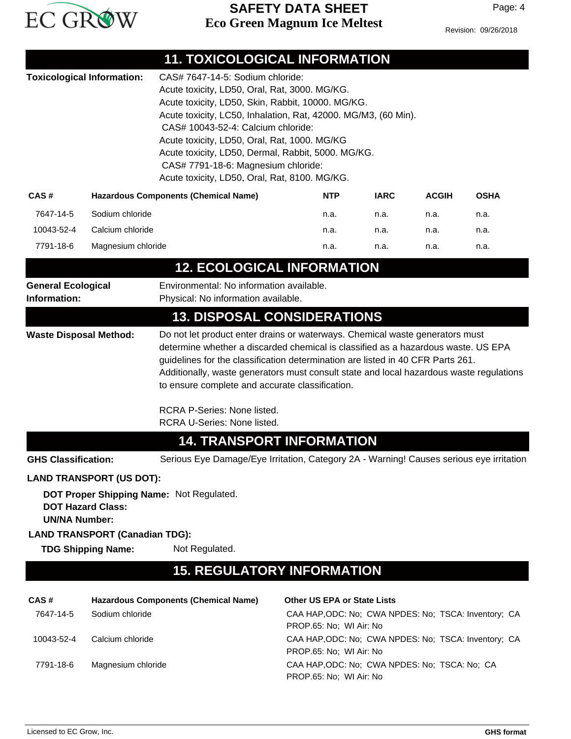## 11. TOXICOLOGICAL INFORMATION

**Toxicological Information:**

CAS# 7647-14-5: Sodium chloride:
Acute toxicity, LD50, Oral, Rat, 3000. MG/KG.
Acute toxicity, LD50, Skin, Rabbit, 10000. MG/KG.
Acute toxicity, LC50, Inhalation, Rat, 42000. MG/M3, (60 Min).
CAS# 10043-52-4: Calcium chloride:
Acute toxicity, LD50, Oral, Rat, 1000. MG/KG
Acute toxicity, LD50, Dermal, Rabbit, 5000. MG/KG.
CAS# 7791-18-6: Magnesium chloride:
Acute toxicity, LD50, Oral, Rat, 8100. MG/KG.

| CAS # | Hazardous Components (Chemical Name) | NTP | IARC | ACGIH | OSHA |
|---|---|---|---|---|---|
| 7647-14-5 | Sodium chloride | n.a. | n.a. | n.a. | n.a. |
| 10043-52-4 | Calcium chloride | n.a. | n.a. | n.a. | n.a. |
| 7791-18-6 | Magnesium chloride | n.a. | n.a. | n.a. | n.a. |

## 12. ECOLOGICAL INFORMATION

**General Ecological Information:**

Environmental: No information available.
Physical: No information available.

## 13. DISPOSAL CONSIDERATIONS

**Waste Disposal Method:**

Do not let product enter drains or waterways. Chemical waste generators must determine whether a discarded chemical is classified as a hazardous waste. US EPA guidelines for the classification determination are listed in 40 CFR Parts 261. Additionally, waste generators must consult state and local hazardous waste regulations to ensure complete and accurate classification.

RCRA P-Series: None listed.
RCRA U-Series: None listed.

## 14. TRANSPORT INFORMATION

**GHS Classification:** Serious Eye Damage/Eye Irritation, Category 2A - Warning! Causes serious eye irritation

**LAND TRANSPORT (US DOT):**

**DOT Proper Shipping Name:** Not Regulated.
**DOT Hazard Class:**
**UN/NA Number:**

**LAND TRANSPORT (Canadian TDG):**

**TDG Shipping Name:** Not Regulated.

## 15. REGULATORY INFORMATION

| CAS # | Hazardous Components (Chemical Name) | Other US EPA or State Lists |
|---|---|---|
| 7647-14-5 | Sodium chloride | CAA HAP,ODC: No; CWA NPDES: No; TSCA: Inventory; CA PROP.65: No; WI Air: No |
| 10043-52-4 | Calcium chloride | CAA HAP,ODC: No; CWA NPDES: No; TSCA: Inventory; CA PROP.65: No; WI Air: No |
| 7791-18-6 | Magnesium chloride | CAA HAP,ODC: No; CWA NPDES: No; TSCA: No; CA PROP.65: No; WI Air: No |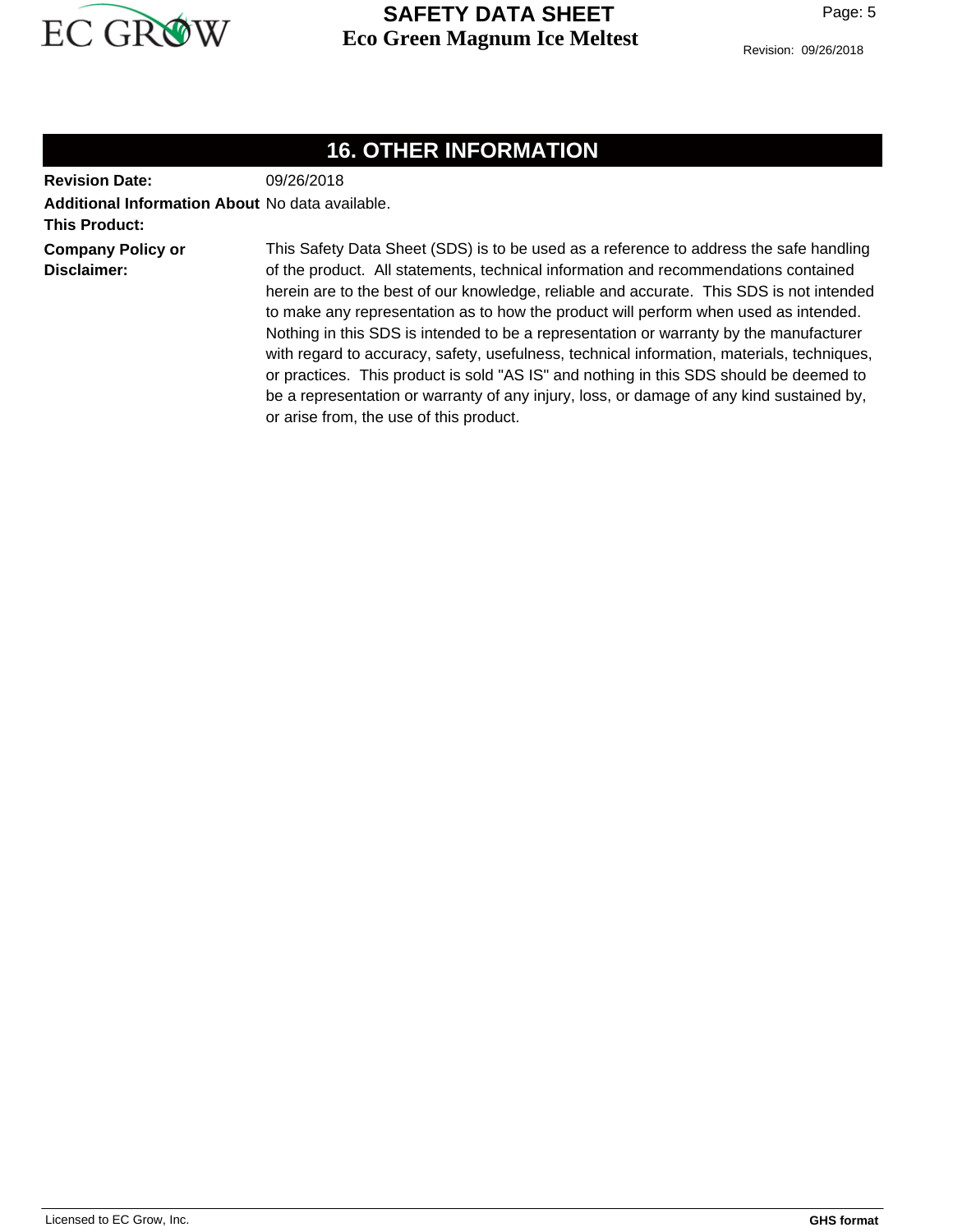## 16. OTHER INFORMATION

**Revision Date:** 09/26/2018

**Additional Information About This Product:** No data available.

**Company Policy or Disclaimer:** This Safety Data Sheet (SDS) is to be used as a reference to address the safe handling of the product. All statements, technical information and recommendations contained herein are to the best of our knowledge, reliable and accurate. This SDS is not intended to make any representation as to how the product will perform when used as intended. Nothing in this SDS is intended to be a representation or warranty by the manufacturer with regard to accuracy, safety, usefulness, technical information, materials, techniques, or practices. This product is sold "AS IS" and nothing in this SDS should be deemed to be a representation or warranty of any injury, loss, or damage of any kind sustained by, or arise from, the use of this product.